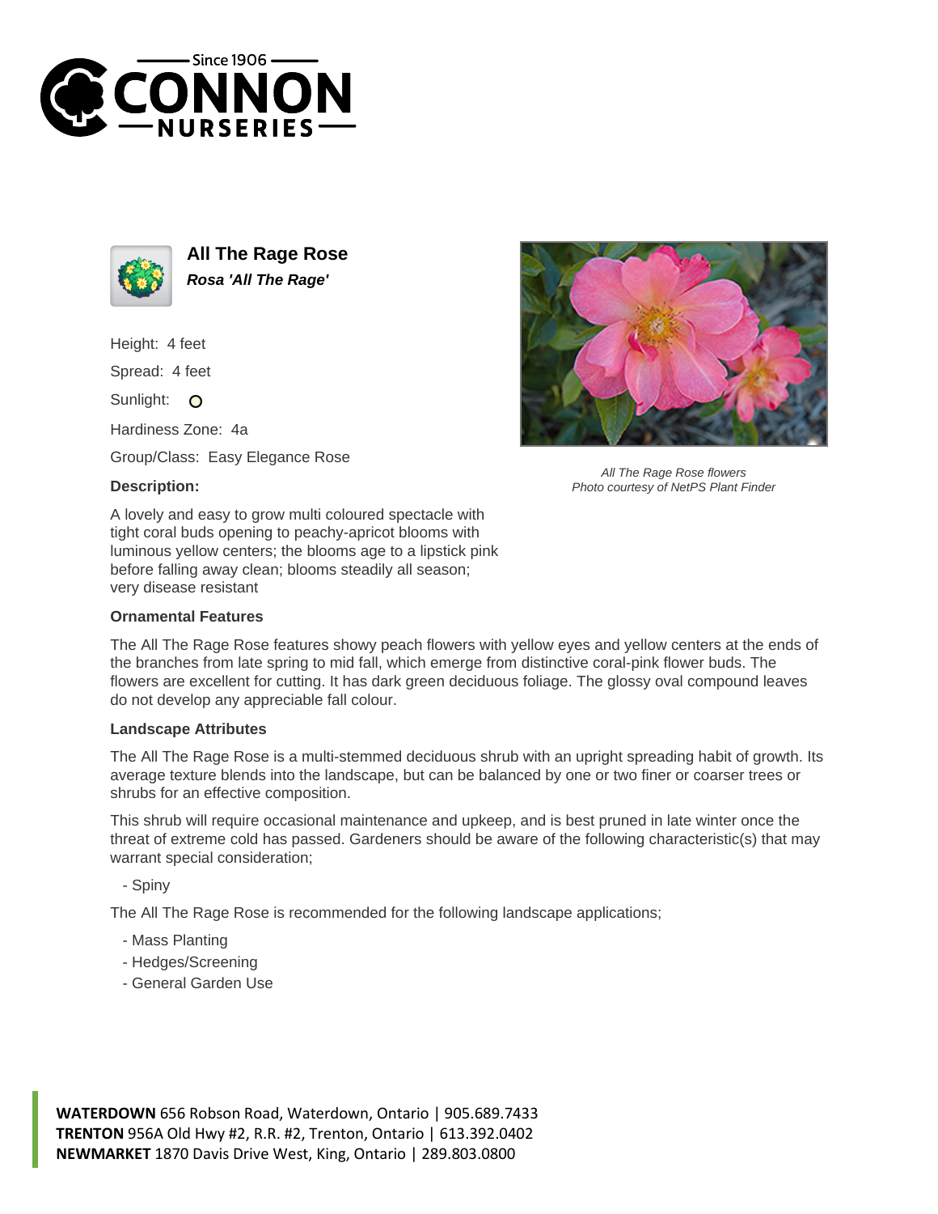# All The Rage Rose

***Rosa 'All The Rage'***

Height: 4 feet

Spread: 4 feet

Sunlight: O

Hardiness Zone: 4a

Group/Class: Easy Elegance Rose

**Description:**

A lovely and easy to grow multi coloured spectacle with tight coral buds opening to peachy-apricot blooms with luminous yellow centers; the blooms age to a lipstick pink before falling away clean; blooms steadily all season; very disease resistant

*All The Rage Rose flowers*
*Photo courtesy of NetPS Plant Finder*

### Ornamental Features

The All The Rage Rose features showy peach flowers with yellow eyes and yellow centers at the ends of the branches from late spring to mid fall, which emerge from distinctive coral-pink flower buds. The flowers are excellent for cutting. It has dark green deciduous foliage. The glossy oval compound leaves do not develop any appreciable fall colour.

### Landscape Attributes

The All The Rage Rose is a multi-stemmed deciduous shrub with an upright spreading habit of growth. Its average texture blends into the landscape, but can be balanced by one or two finer or coarser trees or shrubs for an effective composition.

This shrub will require occasional maintenance and upkeep, and is best pruned in late winter once the threat of extreme cold has passed. Gardeners should be aware of the following characteristic(s) that may warrant special consideration;

- Spiny

The All The Rage Rose is recommended for the following landscape applications;

- Mass Planting
- Hedges/Screening
- General Garden Use

**WATERDOWN** 656 Robson Road, Waterdown, Ontario | 905.689.7433
**TRENTON** 956A Old Hwy #2, R.R. #2, Trenton, Ontario | 613.392.0402
**NEWMARKET** 1870 Davis Drive West, King, Ontario | 289.803.0800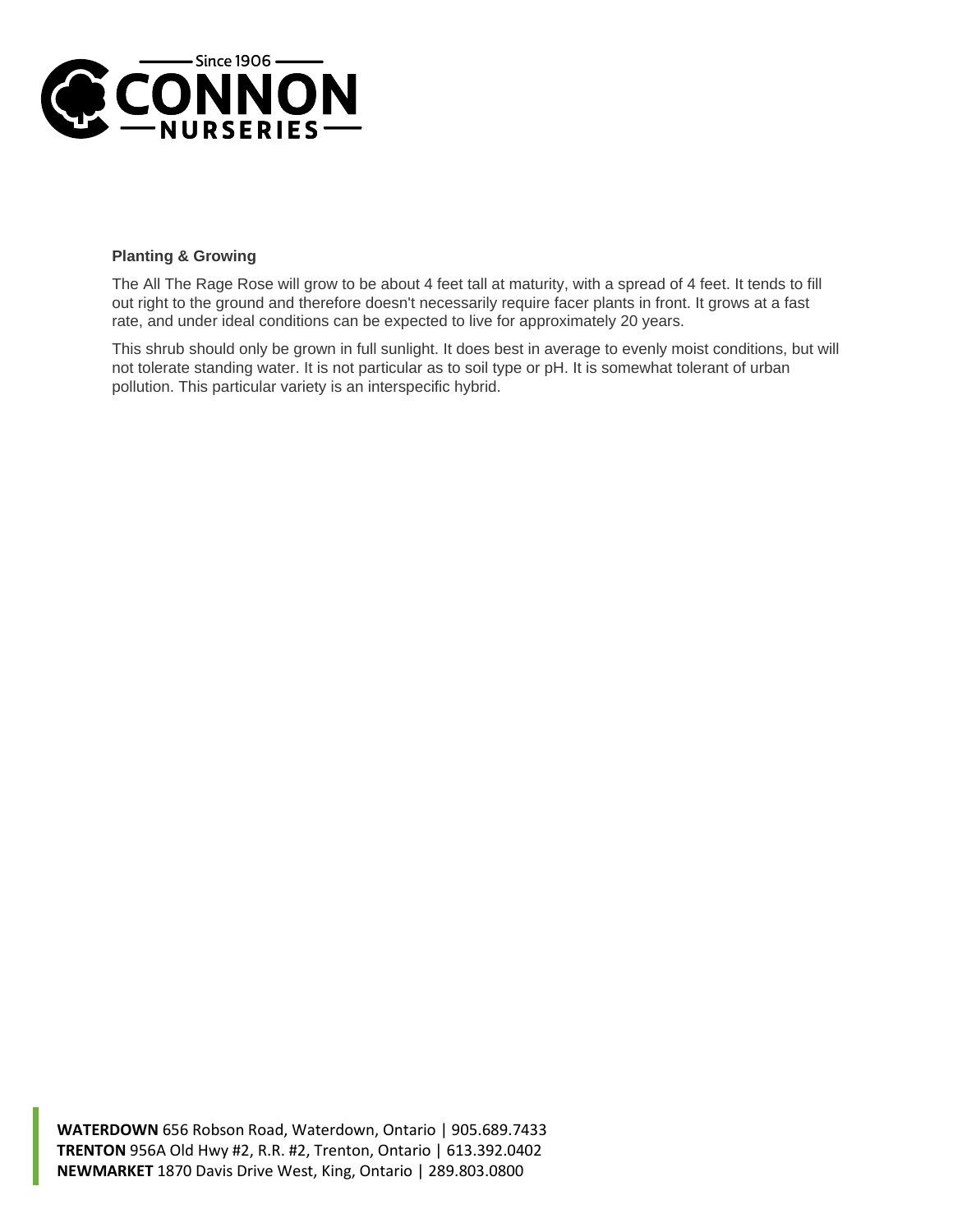### Planting & Growing

The All The Rage Rose will grow to be about 4 feet tall at maturity, with a spread of 4 feet. It tends to fill out right to the ground and therefore doesn't necessarily require facer plants in front. It grows at a fast rate, and under ideal conditions can be expected to live for approximately 20 years.

This shrub should only be grown in full sunlight. It does best in average to evenly moist conditions, but will not tolerate standing water. It is not particular as to soil type or pH. It is somewhat tolerant of urban pollution. This particular variety is an interspecific hybrid.